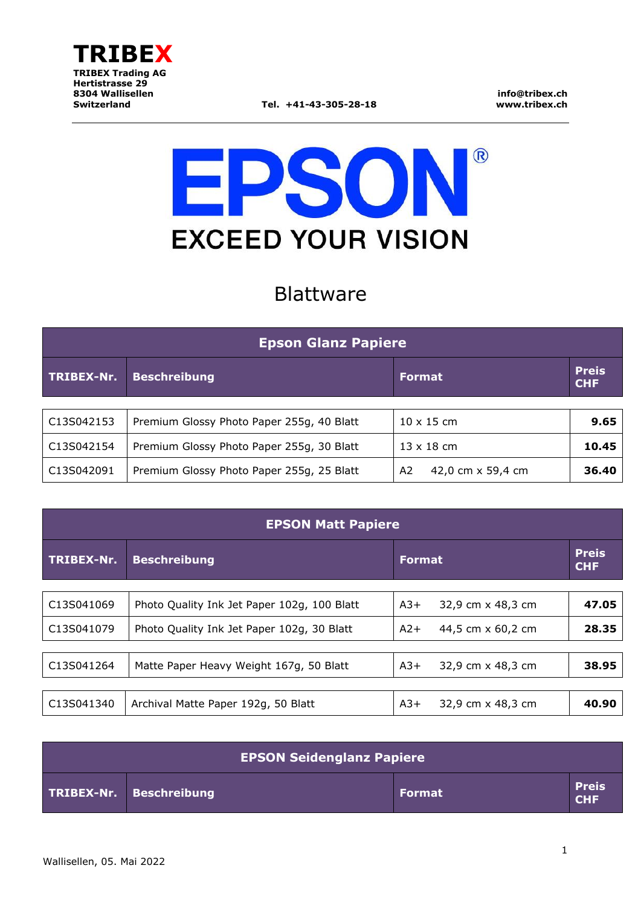**TRIBEX**

**TRIBEX Trading AG**
**Hertistrasse 29**
**8304 Wallisellen**
**Switzerland**

**Tel. +41-43-305-28-18**

**info@tribex.ch**
**www.tribex.ch**

EPSON®
EXCEED YOUR VISION

# Blattware

## Epson Glanz Papiere

| TRIBEX-Nr. | Beschreibung | Format | Preis CHF |
|---|---|---|---|
| C13S042153 | Premium Glossy Photo Paper 255g, 40 Blatt | 10 x 15 cm | **9.65** |
| C13S042154 | Premium Glossy Photo Paper 255g, 30 Blatt | 13 x 18 cm | **10.45** |
| C13S042091 | Premium Glossy Photo Paper 255g, 25 Blatt | A2 42,0 cm x 59,4 cm | **36.40** |

## EPSON Matt Papiere

| TRIBEX-Nr. | Beschreibung | Format | Preis CHF |
|---|---|---|---|
| C13S041069 | Photo Quality Ink Jet Paper 102g, 100 Blatt | A3+ 32,9 cm x 48,3 cm | **47.05** |
| C13S041079 | Photo Quality Ink Jet Paper 102g, 30 Blatt | A2+ 44,5 cm x 60,2 cm | **28.35** |
| C13S041264 | Matte Paper Heavy Weight 167g, 50 Blatt | A3+ 32,9 cm x 48,3 cm | **38.95** |
| C13S041340 | Archival Matte Paper 192g, 50 Blatt | A3+ 32,9 cm x 48,3 cm | **40.90** |

## EPSON Seidenglanz Papiere

| TRIBEX-Nr. | Beschreibung | Format | Preis CHF |
|---|---|---|---|

Wallisellen, 05. Mai 2022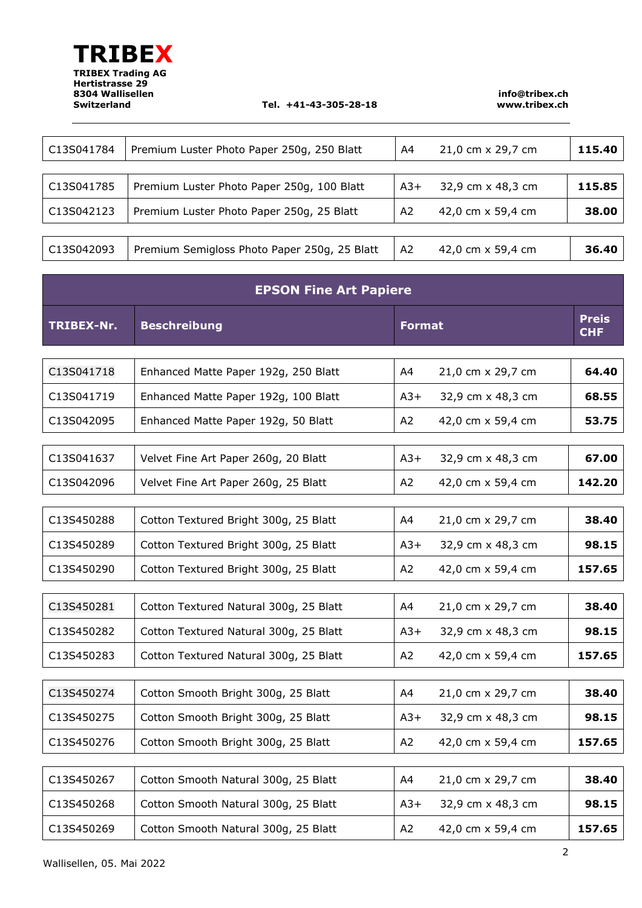**TRIBEX**

**TRIBEX Trading AG**
**Hertistrasse 29**
**8304 Wallisellen**
**Switzerland**

**Tel. +41-43-305-28-18**

**info@tribex.ch**
**www.tribex.ch**

| | | | | |
|---|---|---|---|---|
| C13S041784 | Premium Luster Photo Paper 250g, 250 Blatt | A4 | 21,0 cm x 29,7 cm | **115.40** |
| C13S041785 | Premium Luster Photo Paper 250g, 100 Blatt | A3+ | 32,9 cm x 48,3 cm | **115.85** |
| C13S042123 | Premium Luster Photo Paper 250g, 25 Blatt | A2 | 42,0 cm x 59,4 cm | **38.00** |
| C13S042093 | Premium Semigloss Photo Paper 250g, 25 Blatt | A2 | 42,0 cm x 59,4 cm | **36.40** |

## EPSON Fine Art Papiere

| TRIBEX-Nr. | Beschreibung | Format | | Preis CHF |
|---|---|---|---|---|
| C13S041718 | Enhanced Matte Paper 192g, 250 Blatt | A4 | 21,0 cm x 29,7 cm | **64.40** |
| C13S041719 | Enhanced Matte Paper 192g, 100 Blatt | A3+ | 32,9 cm x 48,3 cm | **68.55** |
| C13S042095 | Enhanced Matte Paper 192g, 50 Blatt | A2 | 42,0 cm x 59,4 cm | **53.75** |
| C13S041637 | Velvet Fine Art Paper 260g, 20 Blatt | A3+ | 32,9 cm x 48,3 cm | **67.00** |
| C13S042096 | Velvet Fine Art Paper 260g, 25 Blatt | A2 | 42,0 cm x 59,4 cm | **142.20** |
| C13S450288 | Cotton Textured Bright 300g, 25 Blatt | A4 | 21,0 cm x 29,7 cm | **38.40** |
| C13S450289 | Cotton Textured Bright 300g, 25 Blatt | A3+ | 32,9 cm x 48,3 cm | **98.15** |
| C13S450290 | Cotton Textured Bright 300g, 25 Blatt | A2 | 42,0 cm x 59,4 cm | **157.65** |
| C13S450281 | Cotton Textured Natural 300g, 25 Blatt | A4 | 21,0 cm x 29,7 cm | **38.40** |
| C13S450282 | Cotton Textured Natural 300g, 25 Blatt | A3+ | 32,9 cm x 48,3 cm | **98.15** |
| C13S450283 | Cotton Textured Natural 300g, 25 Blatt | A2 | 42,0 cm x 59,4 cm | **157.65** |
| C13S450274 | Cotton Smooth Bright 300g, 25 Blatt | A4 | 21,0 cm x 29,7 cm | **38.40** |
| C13S450275 | Cotton Smooth Bright 300g, 25 Blatt | A3+ | 32,9 cm x 48,3 cm | **98.15** |
| C13S450276 | Cotton Smooth Bright 300g, 25 Blatt | A2 | 42,0 cm x 59,4 cm | **157.65** |
| C13S450267 | Cotton Smooth Natural 300g, 25 Blatt | A4 | 21,0 cm x 29,7 cm | **38.40** |
| C13S450268 | Cotton Smooth Natural 300g, 25 Blatt | A3+ | 32,9 cm x 48,3 cm | **98.15** |
| C13S450269 | Cotton Smooth Natural 300g, 25 Blatt | A2 | 42,0 cm x 59,4 cm | **157.65** |

Wallisellen, 05. Mai 2022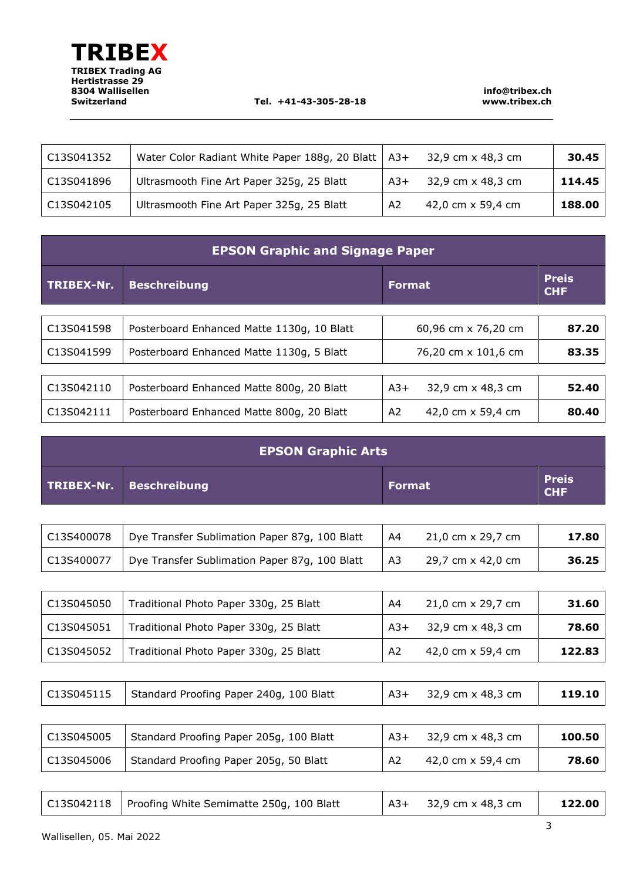| | | | | |
|---|---|---|---|---|
| C13S041352 | Water Color Radiant White Paper 188g, 20 Blatt | A3+ | 32,9 cm x 48,3 cm | **30.45** |
| C13S041896 | Ultrasmooth Fine Art Paper 325g, 25 Blatt | A3+ | 32,9 cm x 48,3 cm | **114.45** |
| C13S042105 | Ultrasmooth Fine Art Paper 325g, 25 Blatt | A2 | 42,0 cm x 59,4 cm | **188.00** |

## EPSON Graphic and Signage Paper

| TRIBEX-Nr. | Beschreibung | Format | | Preis CHF |
|---|---|---|---|---|
| C13S041598 | Posterboard Enhanced Matte 1130g, 10 Blatt | | 60,96 cm x 76,20 cm | **87.20** |
| C13S041599 | Posterboard Enhanced Matte 1130g, 5 Blatt | | 76,20 cm x 101,6 cm | **83.35** |
| C13S042110 | Posterboard Enhanced Matte 800g, 20 Blatt | A3+ | 32,9 cm x 48,3 cm | **52.40** |
| C13S042111 | Posterboard Enhanced Matte 800g, 20 Blatt | A2 | 42,0 cm x 59,4 cm | **80.40** |

## EPSON Graphic Arts

| TRIBEX-Nr. | Beschreibung | Format | | Preis CHF |
|---|---|---|---|---|
| C13S400078 | Dye Transfer Sublimation Paper 87g, 100 Blatt | A4 | 21,0 cm x 29,7 cm | **17.80** |
| C13S400077 | Dye Transfer Sublimation Paper 87g, 100 Blatt | A3 | 29,7 cm x 42,0 cm | **36.25** |
| C13S045050 | Traditional Photo Paper 330g, 25 Blatt | A4 | 21,0 cm x 29,7 cm | **31.60** |
| C13S045051 | Traditional Photo Paper 330g, 25 Blatt | A3+ | 32,9 cm x 48,3 cm | **78.60** |
| C13S045052 | Traditional Photo Paper 330g, 25 Blatt | A2 | 42,0 cm x 59,4 cm | **122.83** |
| C13S045115 | Standard Proofing Paper 240g, 100 Blatt | A3+ | 32,9 cm x 48,3 cm | **119.10** |
| C13S045005 | Standard Proofing Paper 205g, 100 Blatt | A3+ | 32,9 cm x 48,3 cm | **100.50** |
| C13S045006 | Standard Proofing Paper 205g, 50 Blatt | A2 | 42,0 cm x 59,4 cm | **78.60** |
| C13S042118 | Proofing White Semimatte 250g, 100 Blatt | A3+ | 32,9 cm x 48,3 cm | **122.00** |

Wallisellen, 05. Mai 2022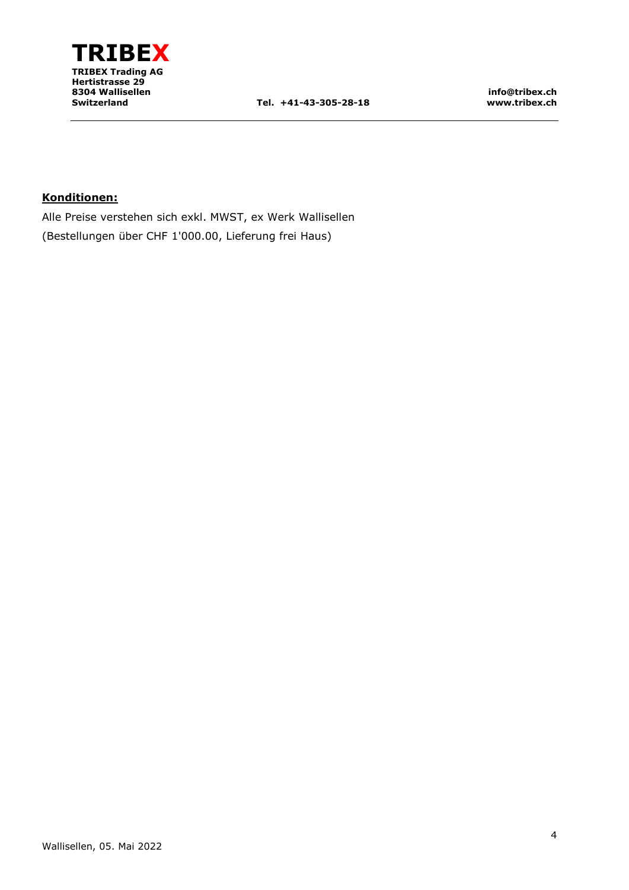**Konditionen:**

Alle Preise verstehen sich exkl. MWST, ex Werk Wallisellen

(Bestellungen über CHF 1'000.00, Lieferung frei Haus)